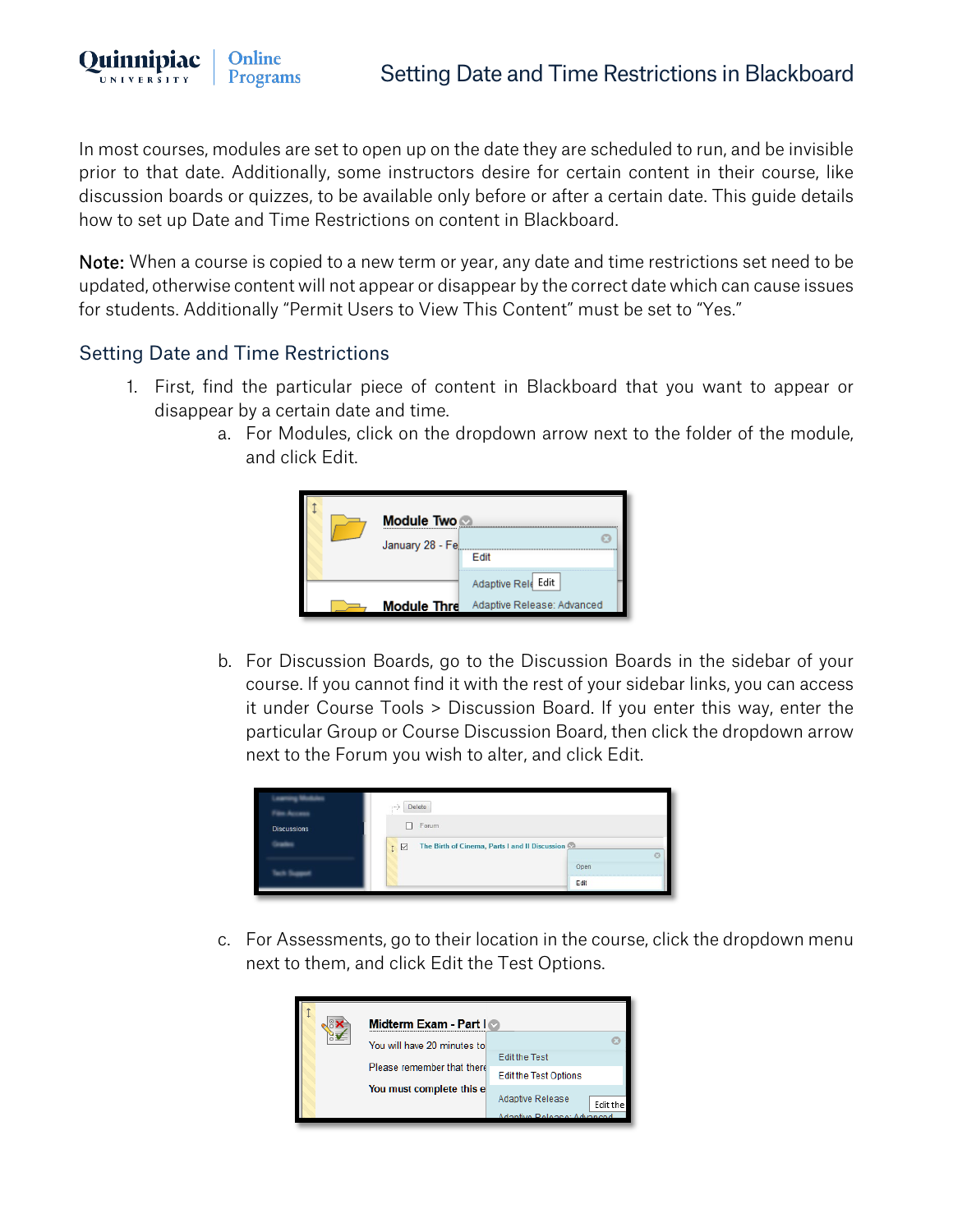# Setting Date and Time Restrictions in Blackboard

In most courses, modules are set to open up on the date they are scheduled to run, and be invisible prior to that date. Additionally, some instructors desire for certain content in their course, like discussion boards or quizzes, to be available only before or after a certain date. This guide details how to set up Date and Time Restrictions on content in Blackboard.

**Note:** When a course is copied to a new term or year, any date and time restrictions set need to be updated, otherwise content will not appear or disappear by the correct date which can cause issues for students. Additionally "Permit Users to View This Content" must be set to "Yes."

## Setting Date and Time Restrictions

1. First, find the particular piece of content in Blackboard that you want to appear or disappear by a certain date and time.
   a. For Modules, click on the dropdown arrow next to the folder of the module, and click Edit.

   b. For Discussion Boards, go to the Discussion Boards in the sidebar of your course. If you cannot find it with the rest of your sidebar links, you can access it under Course Tools > Discussion Board. If you enter this way, enter the particular Group or Course Discussion Board, then click the dropdown arrow next to the Forum you wish to alter, and click Edit.

   c. For Assessments, go to their location in the course, click the dropdown menu next to them, and click Edit the Test Options.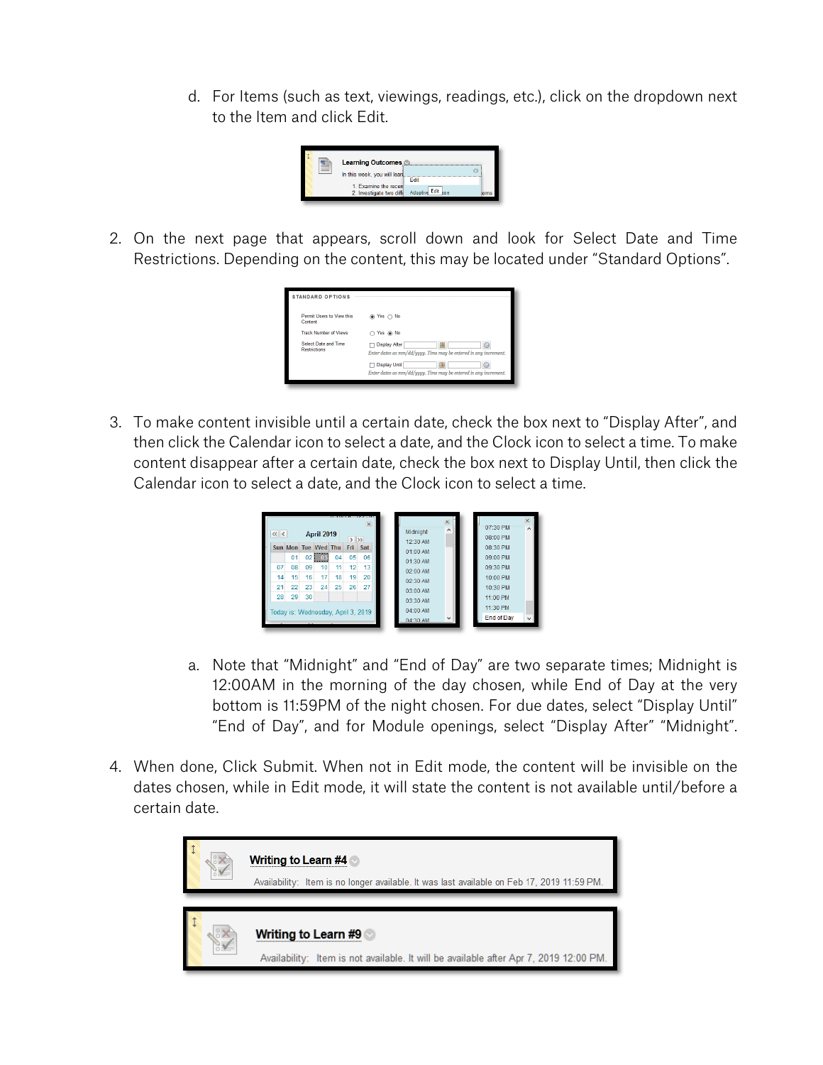d. For Items (such as text, viewings, readings, etc.), click on the dropdown next to the Item and click Edit.

2. On the next page that appears, scroll down and look for Select Date and Time Restrictions. Depending on the content, this may be located under "Standard Options".

3. To make content invisible until a certain date, check the box next to "Display After", and then click the Calendar icon to select a date, and the Clock icon to select a time. To make content disappear after a certain date, check the box next to Display Until, then click the Calendar icon to select a date, and the Clock icon to select a time.

   a. Note that "Midnight" and "End of Day" are two separate times; Midnight is 12:00AM in the morning of the day chosen, while End of Day at the very bottom is 11:59PM of the night chosen. For due dates, select "Display Until" "End of Day", and for Module openings, select "Display After" "Midnight".

4. When done, Click Submit. When not in Edit mode, the content will be invisible on the dates chosen, while in Edit mode, it will state the content is not available until/before a certain date.